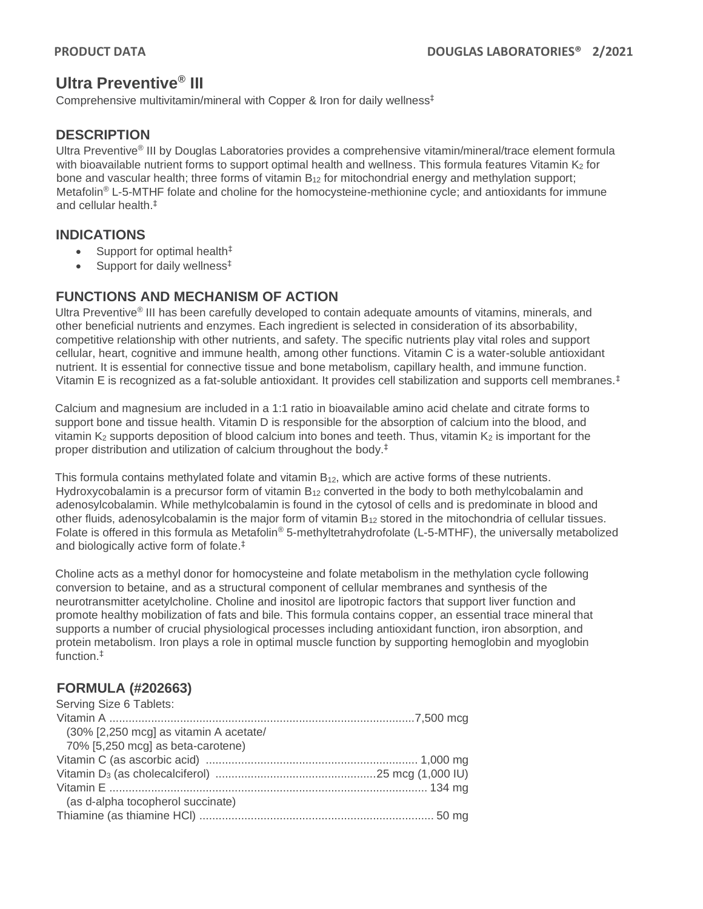# Ultra Preventive® III

Comprehensive multivitamin/mineral with Copper & Iron for daily wellness‡

## DESCRIPTION

Ultra Preventive® III by Douglas Laboratories provides a comprehensive vitamin/mineral/trace element formula with bioavailable nutrient forms to support optimal health and wellness. This formula features Vitamin $K_2$ for bone and vascular health; three forms of vitamin $B_{12}$ for mitochondrial energy and methylation support; Metafolin® L-5-MTHF folate and choline for the homocysteine-methionine cycle; and antioxidants for immune and cellular health.‡

## INDICATIONS

- Support for optimal health‡
- Support for daily wellness‡

## FUNCTIONS AND MECHANISM OF ACTION

Ultra Preventive® III has been carefully developed to contain adequate amounts of vitamins, minerals, and other beneficial nutrients and enzymes. Each ingredient is selected in consideration of its absorbability, competitive relationship with other nutrients, and safety. The specific nutrients play vital roles and support cellular, heart, cognitive and immune health, among other functions. Vitamin C is a water-soluble antioxidant nutrient. It is essential for connective tissue and bone metabolism, capillary health, and immune function. Vitamin E is recognized as a fat-soluble antioxidant. It provides cell stabilization and supports cell membranes.‡

Calcium and magnesium are included in a 1:1 ratio in bioavailable amino acid chelate and citrate forms to support bone and tissue health. Vitamin D is responsible for the absorption of calcium into the blood, and vitamin $K_2$ supports deposition of blood calcium into bones and teeth. Thus, vitamin $K_2$ is important for the proper distribution and utilization of calcium throughout the body.‡

This formula contains methylated folate and vitamin $B_{12}$, which are active forms of these nutrients. Hydroxycobalamin is a precursor form of vitamin $B_{12}$ converted in the body to both methylcobalamin and adenosylcobalamin. While methylcobalamin is found in the cytosol of cells and is predominate in blood and other fluids, adenosylcobalamin is the major form of vitamin $B_{12}$ stored in the mitochondria of cellular tissues. Folate is offered in this formula as Metafolin® 5-methyltetrahydrofolate (L-5-MTHF), the universally metabolized and biologically active form of folate.‡

Choline acts as a methyl donor for homocysteine and folate metabolism in the methylation cycle following conversion to betaine, and as a structural component of cellular membranes and synthesis of the neurotransmitter acetylcholine. Choline and inositol are lipotropic factors that support liver function and promote healthy mobilization of fats and bile. This formula contains copper, an essential trace mineral that supports a number of crucial physiological processes including antioxidant function, iron absorption, and protein metabolism. Iron plays a role in optimal muscle function by supporting hemoglobin and myoglobin function.‡

## FORMULA (#202663)

Serving Size 6 Tablets:

| Ingredient | Amount |
|---|---|
| Vitamin A<br>(30% [2,250 mcg] as vitamin A acetate/<br>70% [5,250 mcg] as beta-carotene) | 7,500 mcg |
| Vitamin C (as ascorbic acid) | 1,000 mg |
| Vitamin $D_3$ (as cholecalciferol) | 25 mcg (1,000 IU) |
| Vitamin E<br>(as d-alpha tocopherol succinate) | 134 mg |
| Thiamine (as thiamine HCl) | 50 mg |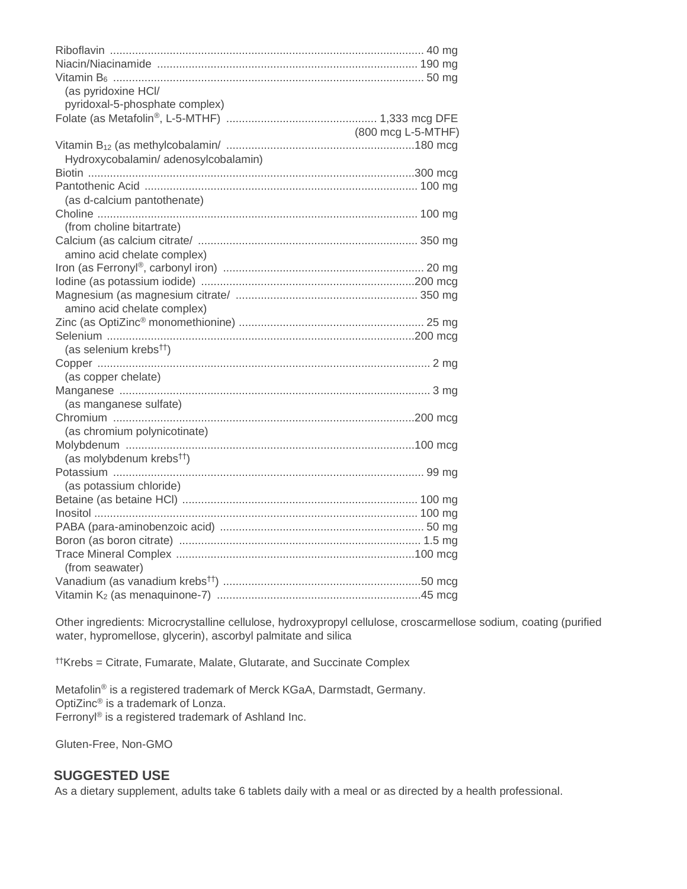| | |
|---|---|
| Riboflavin | 40 mg |
| Niacin/Niacinamide | 190 mg |
| Vitamin $B_6$ (as pyridoxine HCl/ pyridoxal-5-phosphate complex) | 50 mg |
| Folate (as Metafolin®, L-5-MTHF) | 1,333 mcg DFE (800 mcg L-5-MTHF) |
| Vitamin $B_{12}$ (as methylcobalamin/ Hydroxycobalamin/ adenosylcobalamin) | 180 mcg |
| Biotin | 300 mcg |
| Pantothenic Acid (as d-calcium pantothenate) | 100 mg |
| Choline (from choline bitartrate) | 100 mg |
| Calcium (as calcium citrate/ amino acid chelate complex) | 350 mg |
| Iron (as Ferronyl®, carbonyl iron) | 20 mg |
| Iodine (as potassium iodide) | 200 mcg |
| Magnesium (as magnesium citrate/ amino acid chelate complex) | 350 mg |
| Zinc (as OptiZinc® monomethionine) | 25 mg |
| Selenium (as selenium krebs††) | 200 mcg |
| Copper (as copper chelate) | 2 mg |
| Manganese (as manganese sulfate) | 3 mg |
| Chromium (as chromium polynicotinate) | 200 mcg |
| Molybdenum (as molybdenum krebs††) | 100 mcg |
| Potassium (as potassium chloride) | 99 mg |
| Betaine (as betaine HCl) | 100 mg |
| Inositol | 100 mg |
| PABA (para-aminobenzoic acid) | 50 mg |
| Boron (as boron citrate) | 1.5 mg |
| Trace Mineral Complex (from seawater) | 100 mcg |
| Vanadium (as vanadium krebs††) | 50 mcg |
| Vitamin $K_2$ (as menaquinone-7) | 45 mcg |

Other ingredients: Microcrystalline cellulose, hydroxypropyl cellulose, croscarmellose sodium, coating (purified water, hypromellose, glycerin), ascorbyl palmitate and silica

††Krebs = Citrate, Fumarate, Malate, Glutarate, and Succinate Complex

Metafolin® is a registered trademark of Merck KGaA, Darmstadt, Germany.
OptiZinc® is a trademark of Lonza.
Ferronyl® is a registered trademark of Ashland Inc.

Gluten-Free, Non-GMO

## SUGGESTED USE

As a dietary supplement, adults take 6 tablets daily with a meal or as directed by a health professional.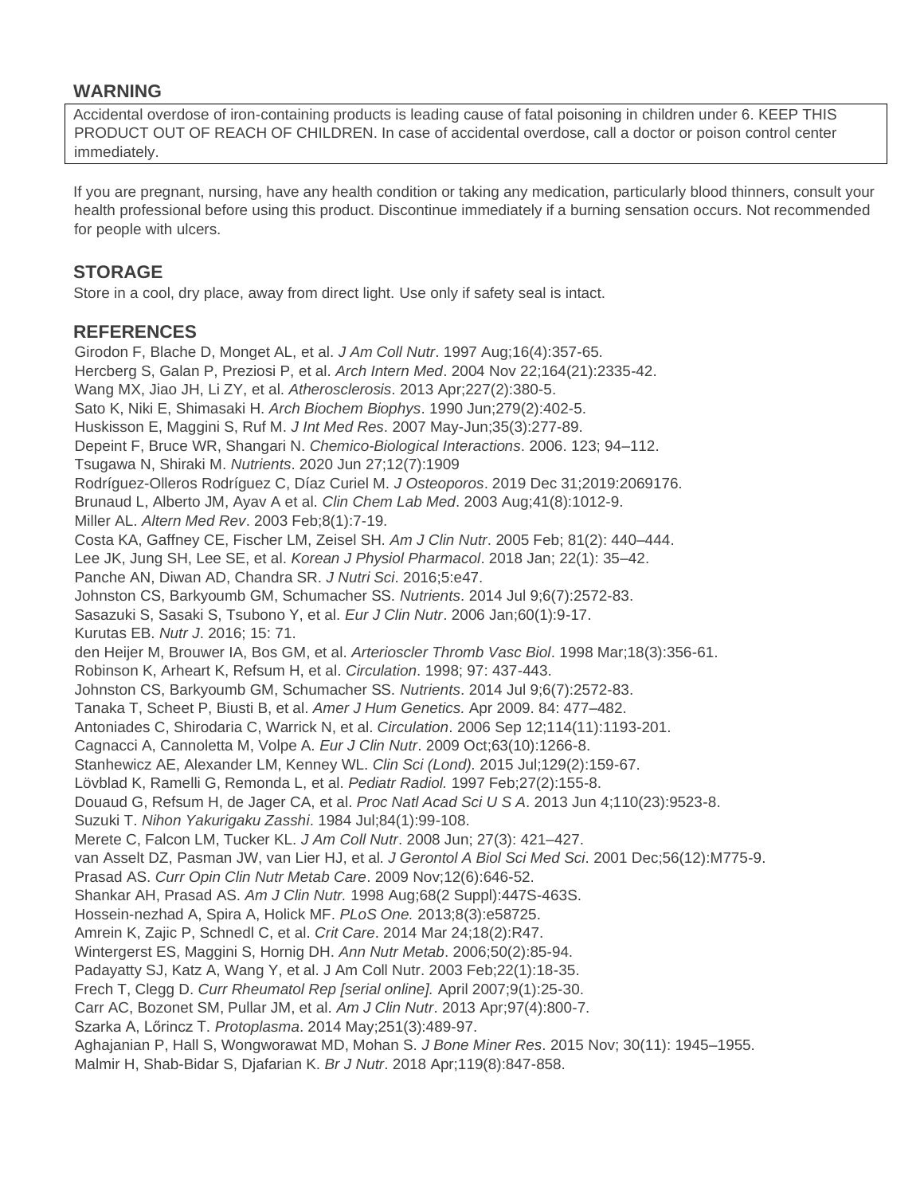## WARNING

Accidental overdose of iron-containing products is leading cause of fatal poisoning in children under 6. KEEP THIS PRODUCT OUT OF REACH OF CHILDREN. In case of accidental overdose, call a doctor or poison control center immediately.

If you are pregnant, nursing, have any health condition or taking any medication, particularly blood thinners, consult your health professional before using this product. Discontinue immediately if a burning sensation occurs. Not recommended for people with ulcers.

## STORAGE

Store in a cool, dry place, away from direct light. Use only if safety seal is intact.

## REFERENCES

Girodon F, Blache D, Monget AL, et al. *J Am Coll Nutr*. 1997 Aug;16(4):357-65.
Hercberg S, Galan P, Preziosi P, et al. *Arch Intern Med*. 2004 Nov 22;164(21):2335-42.
Wang MX, Jiao JH, Li ZY, et al. *Atherosclerosis*. 2013 Apr;227(2):380-5.
Sato K, Niki E, Shimasaki H. *Arch Biochem Biophys*. 1990 Jun;279(2):402-5.
Huskisson E, Maggini S, Ruf M. *J Int Med Res*. 2007 May-Jun;35(3):277-89.
Depeint F, Bruce WR, Shangari N. *Chemico-Biological Interactions*. 2006. 123; 94–112.
Tsugawa N, Shiraki M. *Nutrients*. 2020 Jun 27;12(7):1909
Rodríguez-Olleros Rodríguez C, Díaz Curiel M. *J Osteoporos*. 2019 Dec 31;2019:2069176.
Brunaud L, Alberto JM, Ayav A et al. *Clin Chem Lab Med*. 2003 Aug;41(8):1012-9.
Miller AL. *Altern Med Rev*. 2003 Feb;8(1):7-19.
Costa KA, Gaffney CE, Fischer LM, Zeisel SH. *Am J Clin Nutr*. 2005 Feb; 81(2): 440–444.
Lee JK, Jung SH, Lee SE, et al. *Korean J Physiol Pharmacol*. 2018 Jan; 22(1): 35–42.
Panche AN, Diwan AD, Chandra SR. *J Nutri Sci*. 2016;5:e47.
Johnston CS, Barkyoumb GM, Schumacher SS. *Nutrients*. 2014 Jul 9;6(7):2572-83.
Sasazuki S, Sasaki S, Tsubono Y, et al. *Eur J Clin Nutr*. 2006 Jan;60(1):9-17.
Kurutas EB. *Nutr J*. 2016; 15: 71.
den Heijer M, Brouwer IA, Bos GM, et al. *Arterioscler Thromb Vasc Biol*. 1998 Mar;18(3):356-61.
Robinson K, Arheart K, Refsum H, et al. *Circulation*. 1998; 97: 437-443.
Johnston CS, Barkyoumb GM, Schumacher SS. *Nutrients*. 2014 Jul 9;6(7):2572-83.
Tanaka T, Scheet P, Biusti B, et al. *Amer J Hum Genetics.* Apr 2009. 84: 477–482.
Antoniades C, Shirodaria C, Warrick N, et al. *Circulation*. 2006 Sep 12;114(11):1193-201.
Cagnacci A, Cannoletta M, Volpe A. *Eur J Clin Nutr*. 2009 Oct;63(10):1266-8.
Stanhewicz AE, Alexander LM, Kenney WL. *Clin Sci (Lond).* 2015 Jul;129(2):159-67.
Lövblad K, Ramelli G, Remonda L, et al. *Pediatr Radiol.* 1997 Feb;27(2):155-8.
Douaud G, Refsum H, de Jager CA, et al. *Proc Natl Acad Sci U S A*. 2013 Jun 4;110(23):9523-8.
Suzuki T. *Nihon Yakurigaku Zasshi*. 1984 Jul;84(1):99-108.
Merete C, Falcon LM, Tucker KL. *J Am Coll Nutr*. 2008 Jun; 27(3): 421–427.
van Asselt DZ, Pasman JW, van Lier HJ, et al. *J Gerontol A Biol Sci Med Sci*. 2001 Dec;56(12):M775-9.
Prasad AS. *Curr Opin Clin Nutr Metab Care*. 2009 Nov;12(6):646-52.
Shankar AH, Prasad AS. *Am J Clin Nutr.* 1998 Aug;68(2 Suppl):447S-463S.
Hossein-nezhad A, Spira A, Holick MF. *PLoS One.* 2013;8(3):e58725.
Amrein K, Zajic P, Schnedl C, et al. *Crit Care*. 2014 Mar 24;18(2):R47.
Wintergerst ES, Maggini S, Hornig DH. *Ann Nutr Metab*. 2006;50(2):85-94.
Padayatty SJ, Katz A, Wang Y, et al. J Am Coll Nutr. 2003 Feb;22(1):18-35.
Frech T, Clegg D. *Curr Rheumatol Rep [serial online].* April 2007;9(1):25-30.
Carr AC, Bozonet SM, Pullar JM, et al. *Am J Clin Nutr*. 2013 Apr;97(4):800-7.
Szarka A, Lőrincz T. *Protoplasma*. 2014 May;251(3):489-97.
Aghajanian P, Hall S, Wongworawat MD, Mohan S. *J Bone Miner Res*. 2015 Nov; 30(11): 1945–1955.
Malmir H, Shab-Bidar S, Djafarian K. *Br J Nutr*. 2018 Apr;119(8):847-858.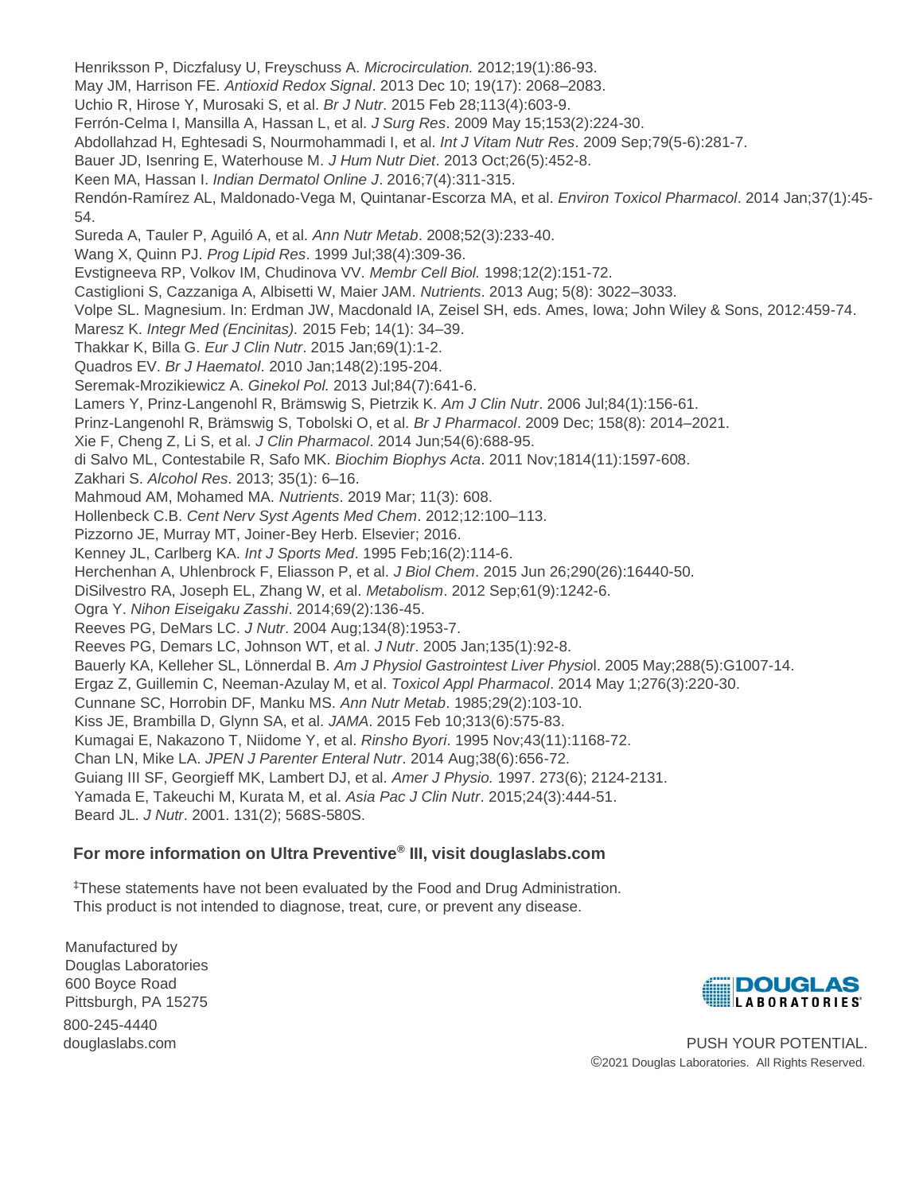Henriksson P, Diczfalusy U, Freyschuss A. *Microcirculation.* 2012;19(1):86-93.
May JM, Harrison FE. *Antioxid Redox Signal*. 2013 Dec 10; 19(17): 2068–2083.
Uchio R, Hirose Y, Murosaki S, et al. *Br J Nutr*. 2015 Feb 28;113(4):603-9.
Ferrón-Celma I, Mansilla A, Hassan L, et al. *J Surg Res*. 2009 May 15;153(2):224-30.
Abdollahzad H, Eghtesadi S, Nourmohammadi I, et al. *Int J Vitam Nutr Res*. 2009 Sep;79(5-6):281-7.
Bauer JD, Isenring E, Waterhouse M. *J Hum Nutr Diet*. 2013 Oct;26(5):452-8.
Keen MA, Hassan I. *Indian Dermatol Online J*. 2016;7(4):311-315.
Rendón-Ramírez AL, Maldonado-Vega M, Quintanar-Escorza MA, et al. *Environ Toxicol Pharmacol*. 2014 Jan;37(1):45-54.
Sureda A, Tauler P, Aguiló A, et al. *Ann Nutr Metab*. 2008;52(3):233-40.
Wang X, Quinn PJ. *Prog Lipid Res*. 1999 Jul;38(4):309-36.
Evstigneeva RP, Volkov IM, Chudinova VV. *Membr Cell Biol.* 1998;12(2):151-72.
Castiglioni S, Cazzaniga A, Albisetti W, Maier JAM. *Nutrients*. 2013 Aug; 5(8): 3022–3033.
Volpe SL. Magnesium. In: Erdman JW, Macdonald IA, Zeisel SH, eds. Ames, Iowa; John Wiley & Sons, 2012:459-74.
Maresz K. *Integr Med (Encinitas).* 2015 Feb; 14(1): 34–39.
Thakkar K, Billa G. *Eur J Clin Nutr*. 2015 Jan;69(1):1-2.
Quadros EV. *Br J Haematol*. 2010 Jan;148(2):195-204.
Seremak-Mrozikiewicz A. *Ginekol Pol.* 2013 Jul;84(7):641-6.
Lamers Y, Prinz-Langenohl R, Brämswig S, Pietrzik K. *Am J Clin Nutr*. 2006 Jul;84(1):156-61.
Prinz-Langenohl R, Brämswig S, Tobolski O, et al. *Br J Pharmacol*. 2009 Dec; 158(8): 2014–2021.
Xie F, Cheng Z, Li S, et al. *J Clin Pharmacol*. 2014 Jun;54(6):688-95.
di Salvo ML, Contestabile R, Safo MK. *Biochim Biophys Acta*. 2011 Nov;1814(11):1597-608.
Zakhari S. *Alcohol Res*. 2013; 35(1): 6–16.
Mahmoud AM, Mohamed MA. *Nutrients*. 2019 Mar; 11(3): 608.
Hollenbeck C.B. *Cent Nerv Syst Agents Med Chem*. 2012;12:100–113.
Pizzorno JE, Murray MT, Joiner-Bey Herb. Elsevier; 2016.
Kenney JL, Carlberg KA. *Int J Sports Med*. 1995 Feb;16(2):114-6.
Herchenhan A, Uhlenbrock F, Eliasson P, et al. *J Biol Chem*. 2015 Jun 26;290(26):16440-50.
DiSilvestro RA, Joseph EL, Zhang W, et al. *Metabolism*. 2012 Sep;61(9):1242-6.
Ogra Y. *Nihon Eiseigaku Zasshi*. 2014;69(2):136-45.
Reeves PG, DeMars LC. *J Nutr*. 2004 Aug;134(8):1953-7.
Reeves PG, Demars LC, Johnson WT, et al. *J Nutr*. 2005 Jan;135(1):92-8.
Bauerly KA, Kelleher SL, Lönnerdal B. *Am J Physiol Gastrointest Liver Physio*l. 2005 May;288(5):G1007-14.
Ergaz Z, Guillemin C, Neeman-Azulay M, et al. *Toxicol Appl Pharmacol*. 2014 May 1;276(3):220-30.
Cunnane SC, Horrobin DF, Manku MS. *Ann Nutr Metab*. 1985;29(2):103-10.
Kiss JE, Brambilla D, Glynn SA, et al. *JAMA*. 2015 Feb 10;313(6):575-83.
Kumagai E, Nakazono T, Niidome Y, et al. *Rinsho Byori.* 1995 Nov;43(11):1168-72.
Chan LN, Mike LA. *JPEN J Parenter Enteral Nutr*. 2014 Aug;38(6):656-72.
Guiang III SF, Georgieff MK, Lambert DJ, et al. *Amer J Physio.* 1997. 273(6); 2124-2131.
Yamada E, Takeuchi M, Kurata M, et al. *Asia Pac J Clin Nutr*. 2015;24(3):444-51.
Beard JL. *J Nutr*. 2001. 131(2); 568S-580S.

**For more information on Ultra Preventive® III, visit douglaslabs.com**

‡These statements have not been evaluated by the Food and Drug Administration.
This product is not intended to diagnose, treat, cure, or prevent any disease.

Manufactured by
Douglas Laboratories
600 Boyce Road
Pittsburgh, PA 15275
800-245-4440
douglaslabs.com

DOUGLAS LABORATORIES®

PUSH YOUR POTENTIAL.
©2021 Douglas Laboratories. All Rights Reserved.